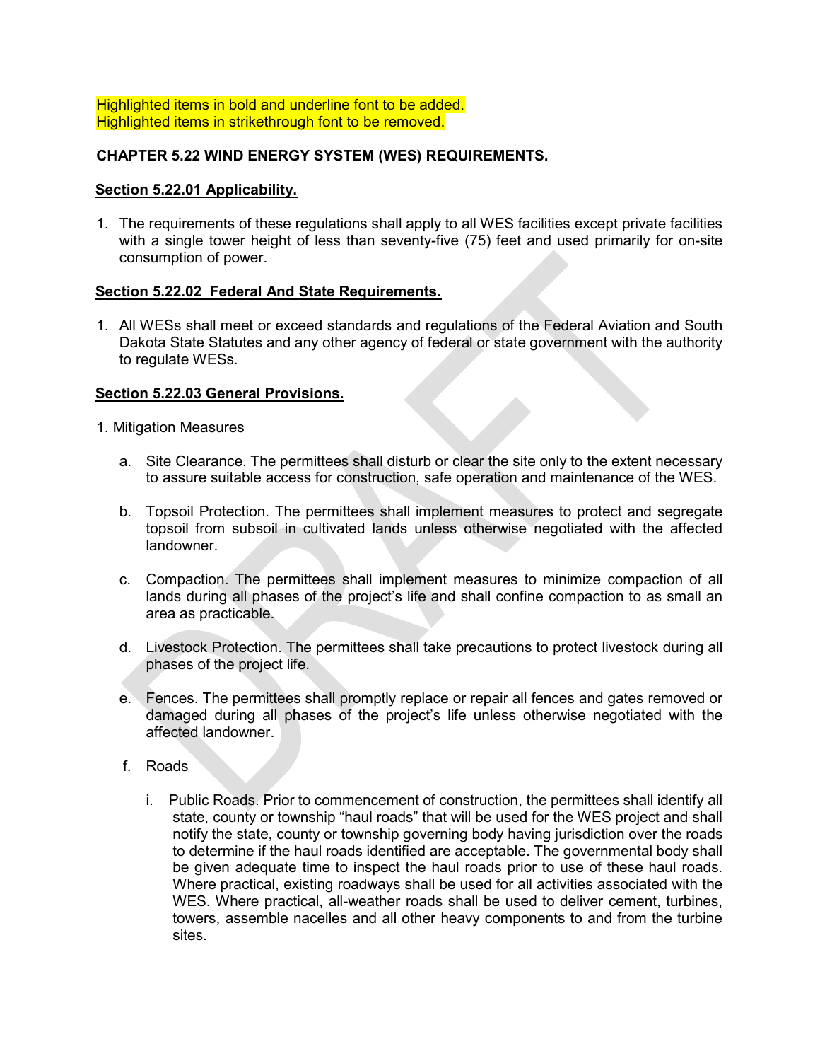Highlighted items in bold and underline font to be added.
Highlighted items in strikethrough font to be removed.

**CHAPTER 5.22 WIND ENERGY SYSTEM (WES) REQUIREMENTS.**

**Section 5.22.01 Applicability.**

1. The requirements of these regulations shall apply to all WES facilities except private facilities with a single tower height of less than seventy-five (75) feet and used primarily for on-site consumption of power.

**Section 5.22.02 Federal And State Requirements.**

1. All WESs shall meet or exceed standards and regulations of the Federal Aviation and South Dakota State Statutes and any other agency of federal or state government with the authority to regulate WESs.

**Section 5.22.03 General Provisions.**

1. Mitigation Measures

   a. Site Clearance. The permittees shall disturb or clear the site only to the extent necessary to assure suitable access for construction, safe operation and maintenance of the WES.

   b. Topsoil Protection. The permittees shall implement measures to protect and segregate topsoil from subsoil in cultivated lands unless otherwise negotiated with the affected landowner.

   c. Compaction. The permittees shall implement measures to minimize compaction of all lands during all phases of the project's life and shall confine compaction to as small an area as practicable.

   d. Livestock Protection. The permittees shall take precautions to protect livestock during all phases of the project life.

   e. Fences. The permittees shall promptly replace or repair all fences and gates removed or damaged during all phases of the project's life unless otherwise negotiated with the affected landowner.

   f. Roads

      i. Public Roads. Prior to commencement of construction, the permittees shall identify all state, county or township "haul roads" that will be used for the WES project and shall notify the state, county or township governing body having jurisdiction over the roads to determine if the haul roads identified are acceptable. The governmental body shall be given adequate time to inspect the haul roads prior to use of these haul roads. Where practical, existing roadways shall be used for all activities associated with the WES. Where practical, all-weather roads shall be used to deliver cement, turbines, towers, assemble nacelles and all other heavy components to and from the turbine sites.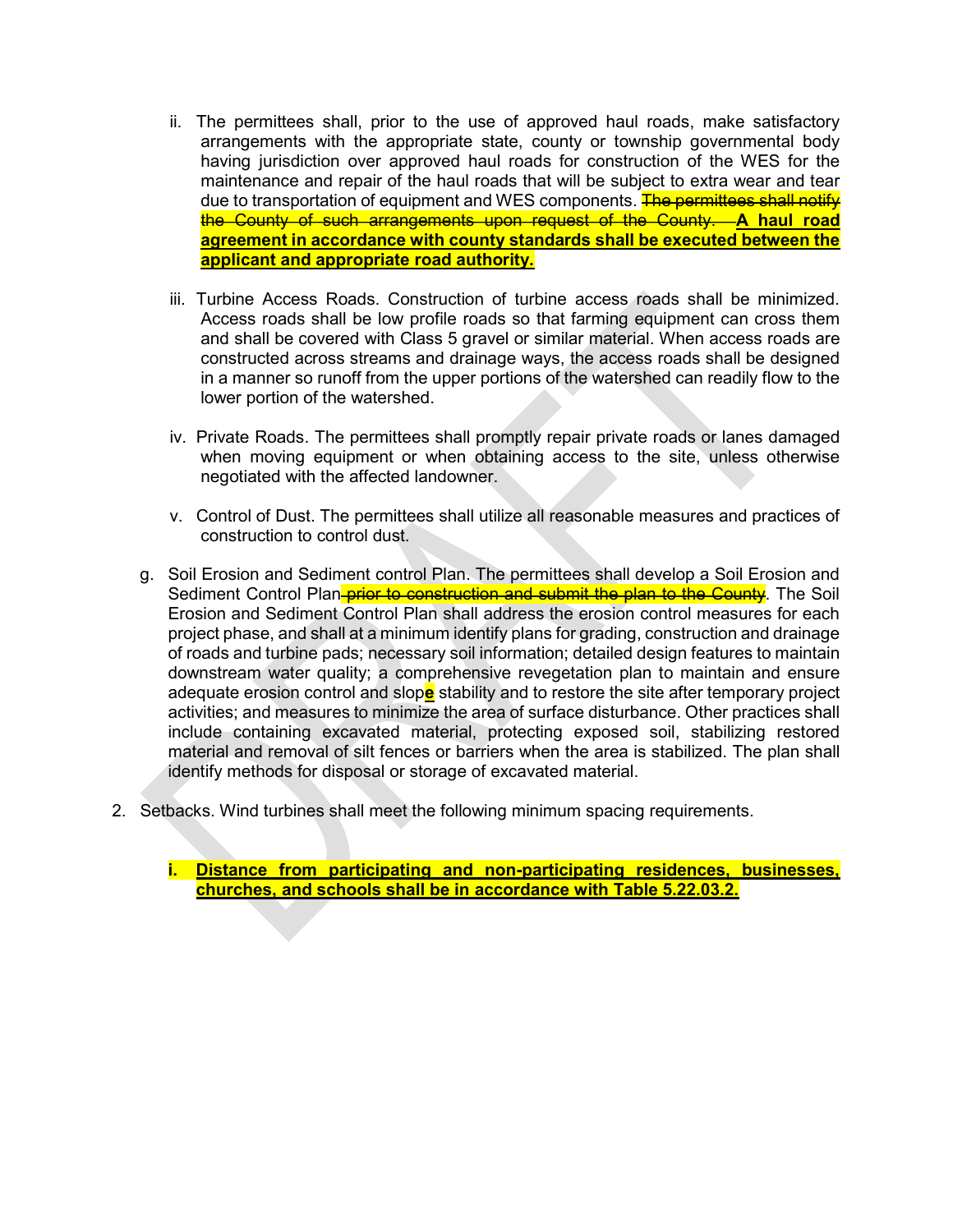ii. The permittees shall, prior to the use of approved haul roads, make satisfactory arrangements with the appropriate state, county or township governmental body having jurisdiction over approved haul roads for construction of the WES for the maintenance and repair of the haul roads that will be subject to extra wear and tear due to transportation of equipment and WES components. ~~The permittees shall notify the County of such arrangements upon request of the County.~~ **A haul road agreement in accordance with county standards shall be executed between the applicant and appropriate road authority.**

iii. Turbine Access Roads. Construction of turbine access roads shall be minimized. Access roads shall be low profile roads so that farming equipment can cross them and shall be covered with Class 5 gravel or similar material. When access roads are constructed across streams and drainage ways, the access roads shall be designed in a manner so runoff from the upper portions of the watershed can readily flow to the lower portion of the watershed.

iv. Private Roads. The permittees shall promptly repair private roads or lanes damaged when moving equipment or when obtaining access to the site, unless otherwise negotiated with the affected landowner.

v. Control of Dust. The permittees shall utilize all reasonable measures and practices of construction to control dust.

g. Soil Erosion and Sediment control Plan. The permittees shall develop a Soil Erosion and Sediment Control Plan ~~prior to construction and submit the plan to the County~~. The Soil Erosion and Sediment Control Plan shall address the erosion control measures for each project phase, and shall at a minimum identify plans for grading, construction and drainage of roads and turbine pads; necessary soil information; detailed design features to maintain downstream water quality; a comprehensive revegetation plan to maintain and ensure adequate erosion control and slop**e** stability and to restore the site after temporary project activities; and measures to minimize the area of surface disturbance. Other practices shall include containing excavated material, protecting exposed soil, stabilizing restored material and removal of silt fences or barriers when the area is stabilized. The plan shall identify methods for disposal or storage of excavated material.

2. Setbacks. Wind turbines shall meet the following minimum spacing requirements.

**i. Distance from participating and non-participating residences, businesses, churches, and schools shall be in accordance with Table 5.22.03.2.**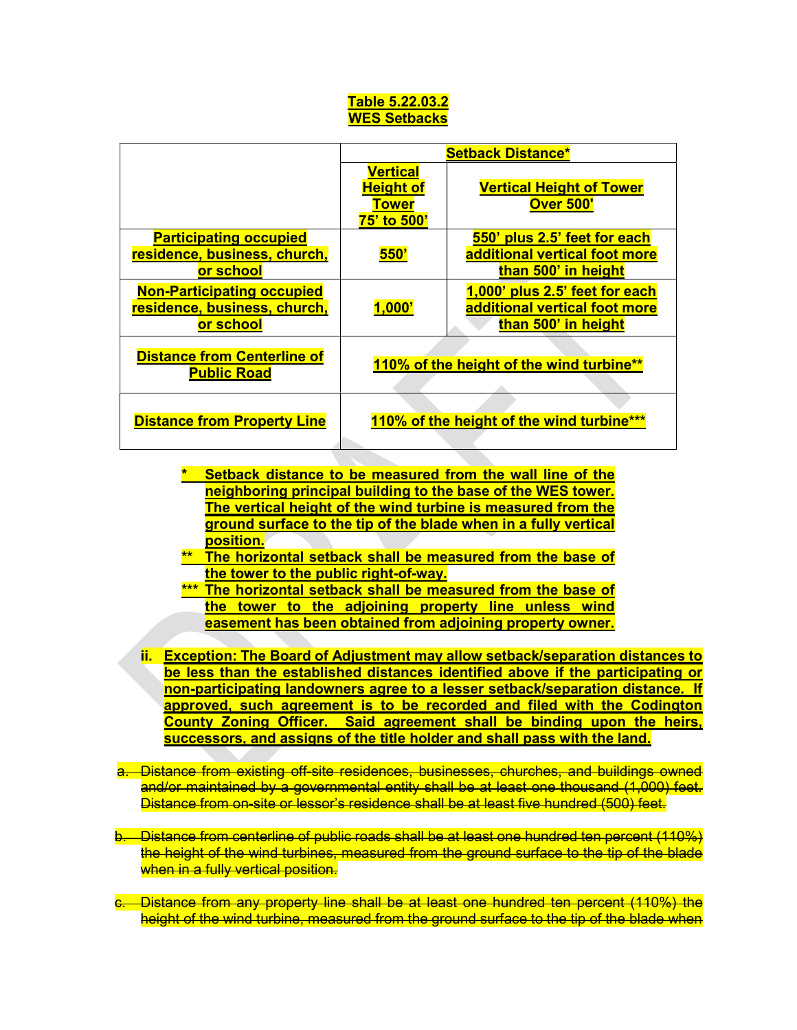**Table 5.22.03.2**
**WES Setbacks**

| | Setback Distance* | |
|---|---|---|
| | Vertical Height of Tower 75' to 500' | Vertical Height of Tower Over 500' |
| Participating occupied residence, business, church, or school | 550' | 550' plus 2.5' feet for each additional vertical foot more than 500' in height |
| Non-Participating occupied residence, business, church, or school | 1,000' | 1,000' plus 2.5' feet for each additional vertical foot more than 500' in height |
| Distance from Centerline of Public Road | 110% of the height of the wind turbine** | |
| Distance from Property Line | 110% of the height of the wind turbine*** | |

\* Setback distance to be measured from the wall line of the neighboring principal building to the base of the WES tower. The vertical height of the wind turbine is measured from the ground surface to the tip of the blade when in a fully vertical position.

\** The horizontal setback shall be measured from the base of the tower to the public right-of-way.

\*** The horizontal setback shall be measured from the base of the tower to the adjoining property line unless wind easement has been obtained from adjoining property owner.

ii. Exception: The Board of Adjustment may allow setback/separation distances to be less than the established distances identified above if the participating or non-participating landowners agree to a lesser setback/separation distance. If approved, such agreement is to be recorded and filed with the Codington County Zoning Officer. Said agreement shall be binding upon the heirs, successors, and assigns of the title holder and shall pass with the land.

a. ~~Distance from existing off-site residences, businesses, churches, and buildings owned and/or maintained by a governmental entity shall be at least one thousand (1,000) feet. Distance from on-site or lessor's residence shall be at least five hundred (500) feet.~~

b. ~~Distance from centerline of public roads shall be at least one hundred ten percent (110%) the height of the wind turbines, measured from the ground surface to the tip of the blade when in a fully vertical position.~~

c. ~~Distance from any property line shall be at least one hundred ten percent (110%) the height of the wind turbine, measured from the ground surface to the tip of the blade when~~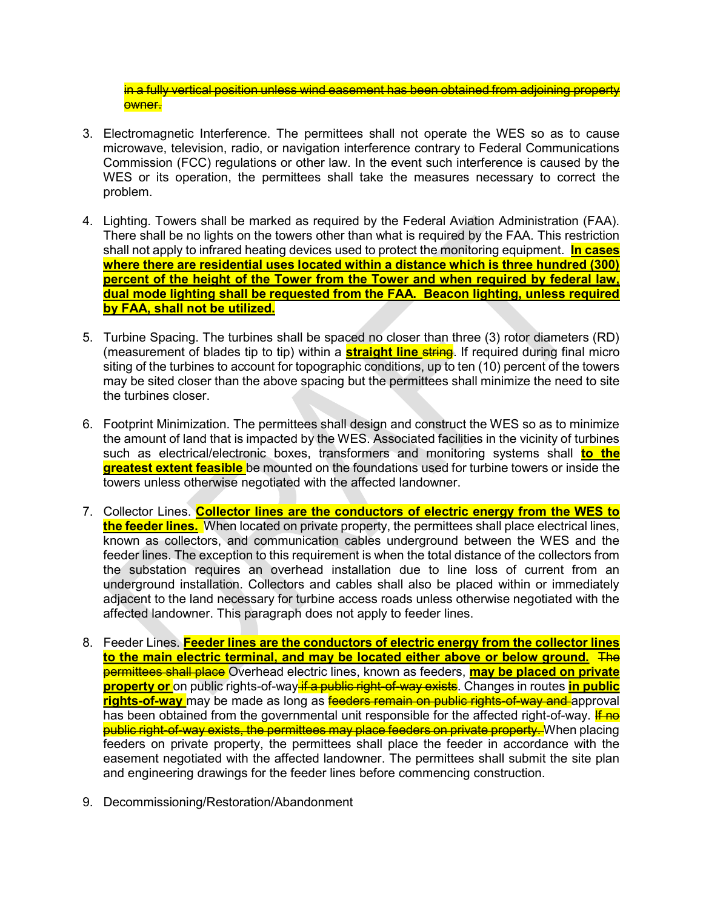~~in a fully vertical position unless wind easement has been obtained from adjoining property owner.~~

3. Electromagnetic Interference. The permittees shall not operate the WES so as to cause microwave, television, radio, or navigation interference contrary to Federal Communications Commission (FCC) regulations or other law. In the event such interference is caused by the WES or its operation, the permittees shall take the measures necessary to correct the problem.

4. Lighting. Towers shall be marked as required by the Federal Aviation Administration (FAA). There shall be no lights on the towers other than what is required by the FAA. This restriction shall not apply to infrared heating devices used to protect the monitoring equipment. **In cases where there are residential uses located within a distance which is three hundred (300) percent of the height of the Tower from the Tower and when required by federal law, dual mode lighting shall be requested from the FAA. Beacon lighting, unless required by FAA, shall not be utilized.**

5. Turbine Spacing. The turbines shall be spaced no closer than three (3) rotor diameters (RD) (measurement of blades tip to tip) within a **straight line** ~~string~~. If required during final micro siting of the turbines to account for topographic conditions, up to ten (10) percent of the towers may be sited closer than the above spacing but the permittees shall minimize the need to site the turbines closer.

6. Footprint Minimization. The permittees shall design and construct the WES so as to minimize the amount of land that is impacted by the WES. Associated facilities in the vicinity of turbines such as electrical/electronic boxes, transformers and monitoring systems shall **to the greatest extent feasible** be mounted on the foundations used for turbine towers or inside the towers unless otherwise negotiated with the affected landowner.

7. Collector Lines. **Collector lines are the conductors of electric energy from the WES to the feeder lines.** When located on private property, the permittees shall place electrical lines, known as collectors, and communication cables underground between the WES and the feeder lines. The exception to this requirement is when the total distance of the collectors from the substation requires an overhead installation due to line loss of current from an underground installation. Collectors and cables shall also be placed within or immediately adjacent to the land necessary for turbine access roads unless otherwise negotiated with the affected landowner. This paragraph does not apply to feeder lines.

8. Feeder Lines. **Feeder lines are the conductors of electric energy from the collector lines to the main electric terminal, and may be located either above or below ground.** ~~The permittees shall place~~ Overhead electric lines, known as feeders, **may be placed on private property or** on public rights-of-way ~~if a public right-of-way exists~~. Changes in routes **in public rights-of-way** may be made as long as ~~feeders remain on public rights-of-way and~~ approval has been obtained from the governmental unit responsible for the affected right-of-way. ~~If no public right-of-way exists, the permittees may place feeders on private property.~~ When placing feeders on private property, the permittees shall place the feeder in accordance with the easement negotiated with the affected landowner. The permittees shall submit the site plan and engineering drawings for the feeder lines before commencing construction.

9. Decommissioning/Restoration/Abandonment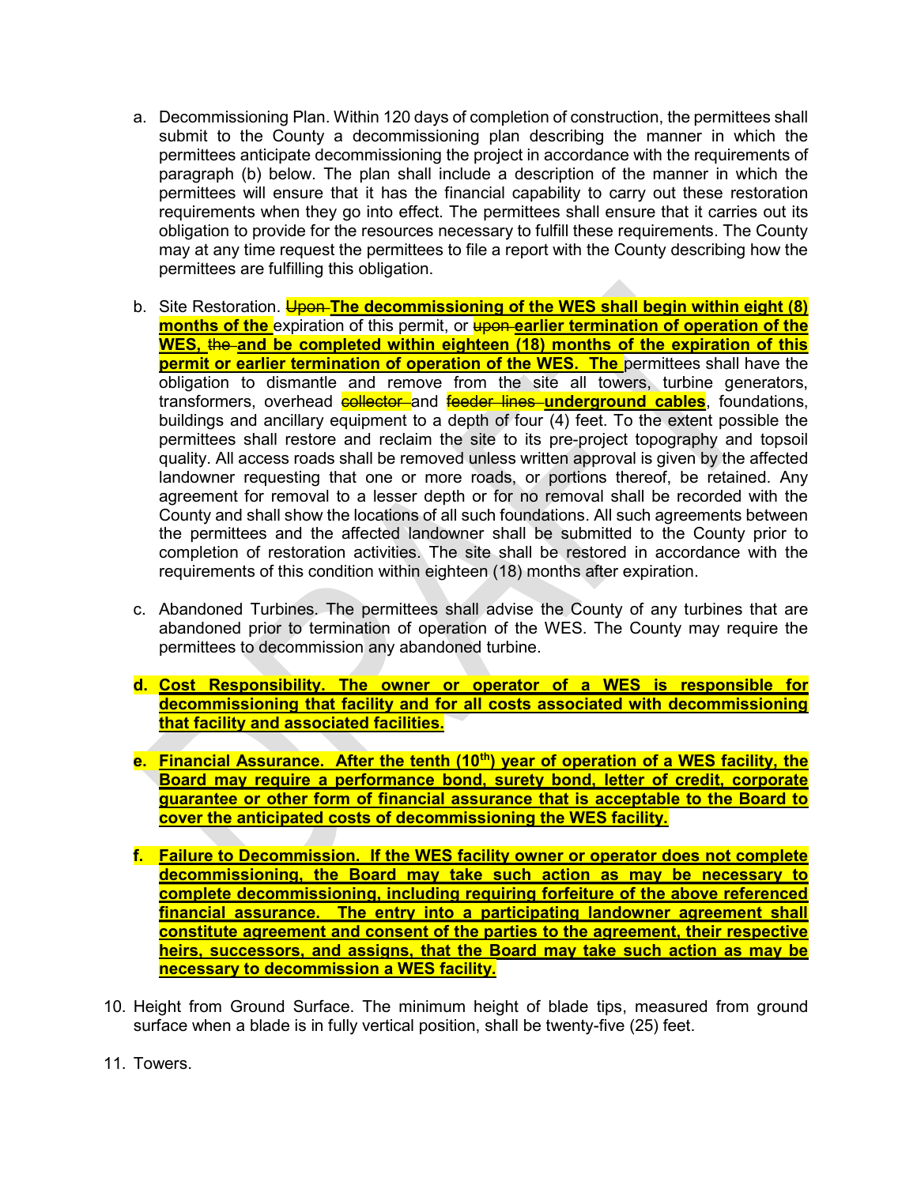a. Decommissioning Plan. Within 120 days of completion of construction, the permittees shall submit to the County a decommissioning plan describing the manner in which the permittees anticipate decommissioning the project in accordance with the requirements of paragraph (b) below. The plan shall include a description of the manner in which the permittees will ensure that it has the financial capability to carry out these restoration requirements when they go into effect. The permittees shall ensure that it carries out its obligation to provide for the resources necessary to fulfill these requirements. The County may at any time request the permittees to file a report with the County describing how the permittees are fulfilling this obligation.

b. Site Restoration. ~~Upon~~ **The decommissioning of the WES shall begin within eight (8) months of the** expiration of this permit, or ~~upon~~ **earlier termination of operation of the WES,** ~~the~~ **and be completed within eighteen (18) months of the expiration of this permit or earlier termination of operation of the WES. The** permittees shall have the obligation to dismantle and remove from the site all towers, turbine generators, transformers, overhead ~~collector~~ and ~~feeder lines~~ **underground cables**, foundations, buildings and ancillary equipment to a depth of four (4) feet. To the extent possible the permittees shall restore and reclaim the site to its pre-project topography and topsoil quality. All access roads shall be removed unless written approval is given by the affected landowner requesting that one or more roads, or portions thereof, be retained. Any agreement for removal to a lesser depth or for no removal shall be recorded with the County and shall show the locations of all such foundations. All such agreements between the permittees and the affected landowner shall be submitted to the County prior to completion of restoration activities. The site shall be restored in accordance with the requirements of this condition within eighteen (18) months after expiration.

c. Abandoned Turbines. The permittees shall advise the County of any turbines that are abandoned prior to termination of operation of the WES. The County may require the permittees to decommission any abandoned turbine.

**d. Cost Responsibility. The owner or operator of a WES is responsible for decommissioning that facility and for all costs associated with decommissioning that facility and associated facilities.**

**e. Financial Assurance. After the tenth (10th) year of operation of a WES facility, the Board may require a performance bond, surety bond, letter of credit, corporate guarantee or other form of financial assurance that is acceptable to the Board to cover the anticipated costs of decommissioning the WES facility.**

**f. Failure to Decommission. If the WES facility owner or operator does not complete decommissioning, the Board may take such action as may be necessary to complete decommissioning, including requiring forfeiture of the above referenced financial assurance. The entry into a participating landowner agreement shall constitute agreement and consent of the parties to the agreement, their respective heirs, successors, and assigns, that the Board may take such action as may be necessary to decommission a WES facility.**

10. Height from Ground Surface. The minimum height of blade tips, measured from ground surface when a blade is in fully vertical position, shall be twenty-five (25) feet.

11. Towers.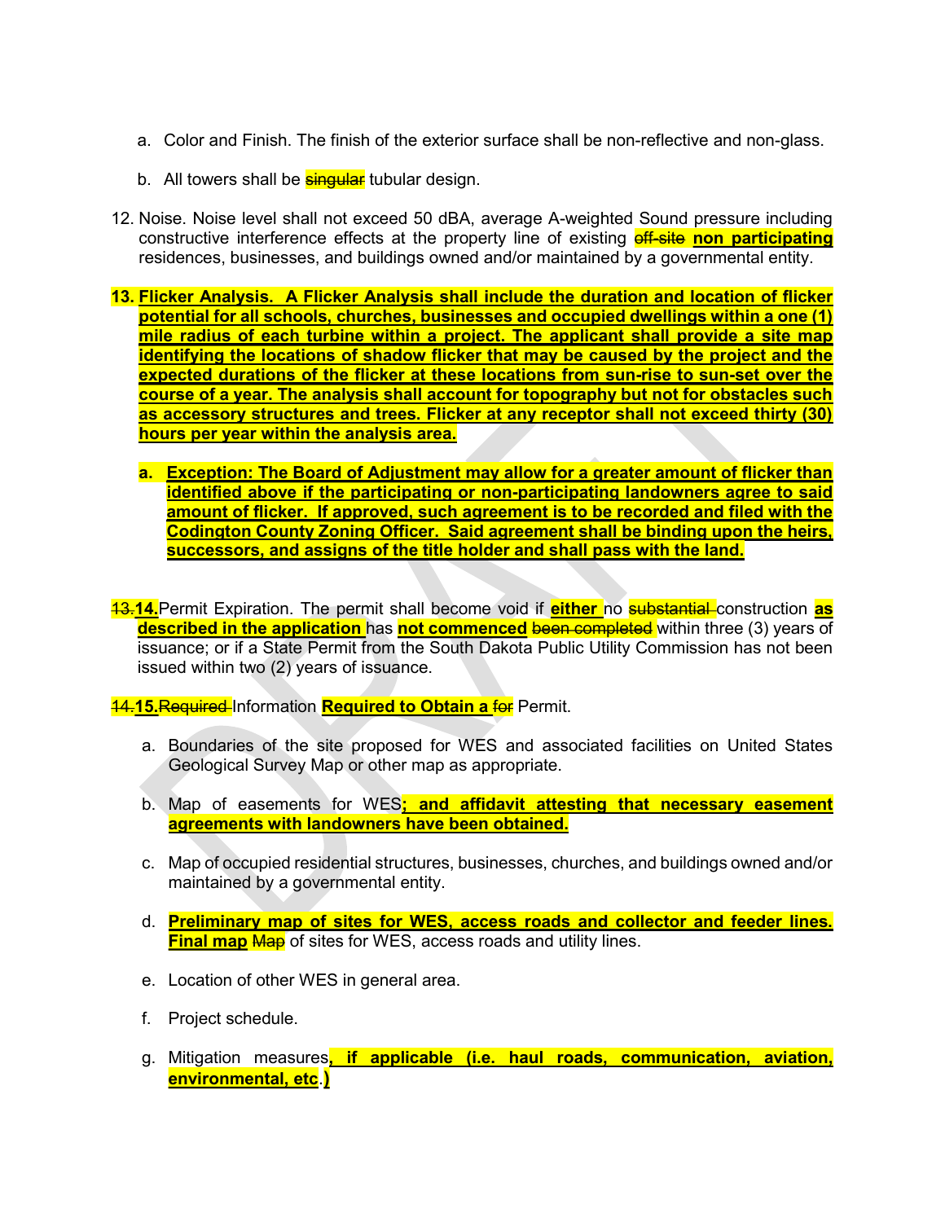a. Color and Finish. The finish of the exterior surface shall be non-reflective and non-glass.

b. All towers shall be ~~singular~~ tubular design.

12. Noise. Noise level shall not exceed 50 dBA, average A-weighted Sound pressure including constructive interference effects at the property line of existing ~~off-site~~ **non participating** residences, businesses, and buildings owned and/or maintained by a governmental entity.

**13. Flicker Analysis. A Flicker Analysis shall include the duration and location of flicker potential for all schools, churches, businesses and occupied dwellings within a one (1) mile radius of each turbine within a project. The applicant shall provide a site map identifying the locations of shadow flicker that may be caused by the project and the expected durations of the flicker at these locations from sun-rise to sun-set over the course of a year. The analysis shall account for topography but not for obstacles such as accessory structures and trees. Flicker at any receptor shall not exceed thirty (30) hours per year within the analysis area.**

**a. Exception: The Board of Adjustment may allow for a greater amount of flicker than identified above if the participating or non-participating landowners agree to said amount of flicker. If approved, such agreement is to be recorded and filed with the Codington County Zoning Officer. Said agreement shall be binding upon the heirs, successors, and assigns of the title holder and shall pass with the land.**

~~13.~~**14.** Permit Expiration. The permit shall become void if **either** no ~~substantial~~ construction **as described in the application** has **not commenced** ~~been completed~~ within three (3) years of issuance; or if a State Permit from the South Dakota Public Utility Commission has not been issued within two (2) years of issuance.

~~14.~~**15.** ~~Required~~ Information **Required to Obtain a** ~~for~~ Permit.

a. Boundaries of the site proposed for WES and associated facilities on United States Geological Survey Map or other map as appropriate.

b. Map of easements for WES**; and affidavit attesting that necessary easement agreements with landowners have been obtained.**

c. Map of occupied residential structures, businesses, churches, and buildings owned and/or maintained by a governmental entity.

d. **Preliminary map of sites for WES, access roads and collector and feeder lines. Final map** ~~Map~~ of sites for WES, access roads and utility lines.

e. Location of other WES in general area.

f. Project schedule.

g. Mitigation measures**, if applicable (i.e. haul roads, communication, aviation, environmental, etc.)**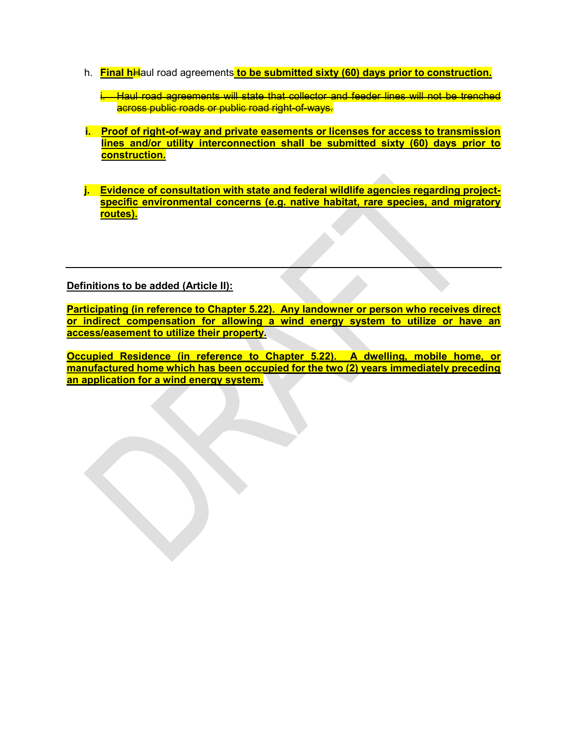h. **Final h**~~H~~aul road agreements **to be submitted sixty (60) days prior to construction.**

   ~~i. Haul road agreements will state that collector and feeder lines will not be trenched across public roads or public road right-of-ways.~~

i. **Proof of right-of-way and private easements or licenses for access to transmission lines and/or utility interconnection shall be submitted sixty (60) days prior to construction.**

j. **Evidence of consultation with state and federal wildlife agencies regarding project-specific environmental concerns (e.g. native habitat, rare species, and migratory routes).**

---

**Definitions to be added (Article II):**

**Participating (in reference to Chapter 5.22). Any landowner or person who receives direct or indirect compensation for allowing a wind energy system to utilize or have an access/easement to utilize their property.**

**Occupied Residence (in reference to Chapter 5.22). A dwelling, mobile home, or manufactured home which has been occupied for the two (2) years immediately preceding an application for a wind energy system.**